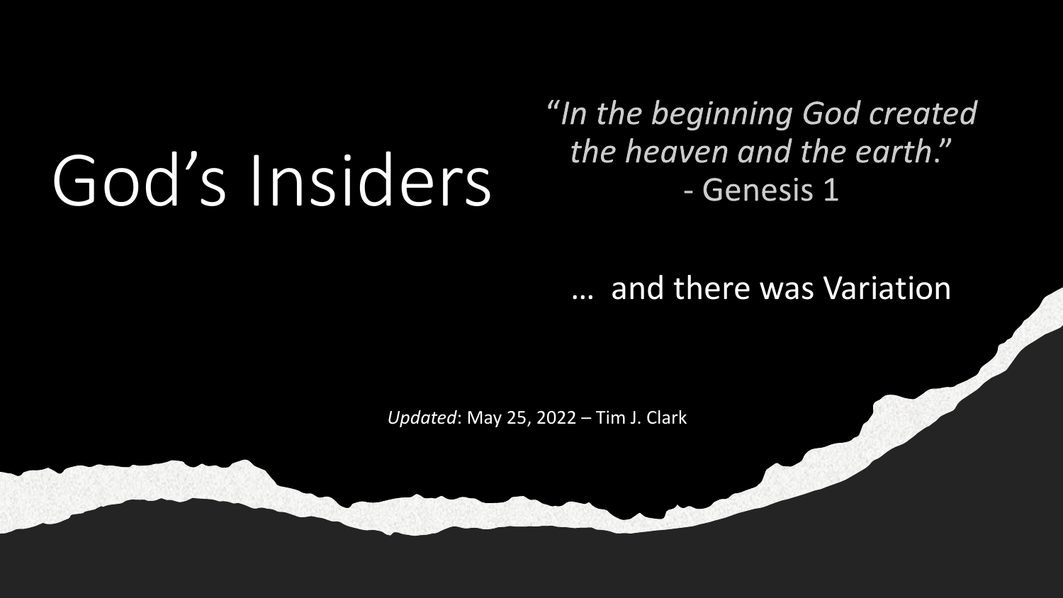# God’s Insiders

*“In the beginning God created the heaven and the earth.”*
- Genesis 1

… and there was Variation

*Updated*: May 25, 2022 – Tim J. Clark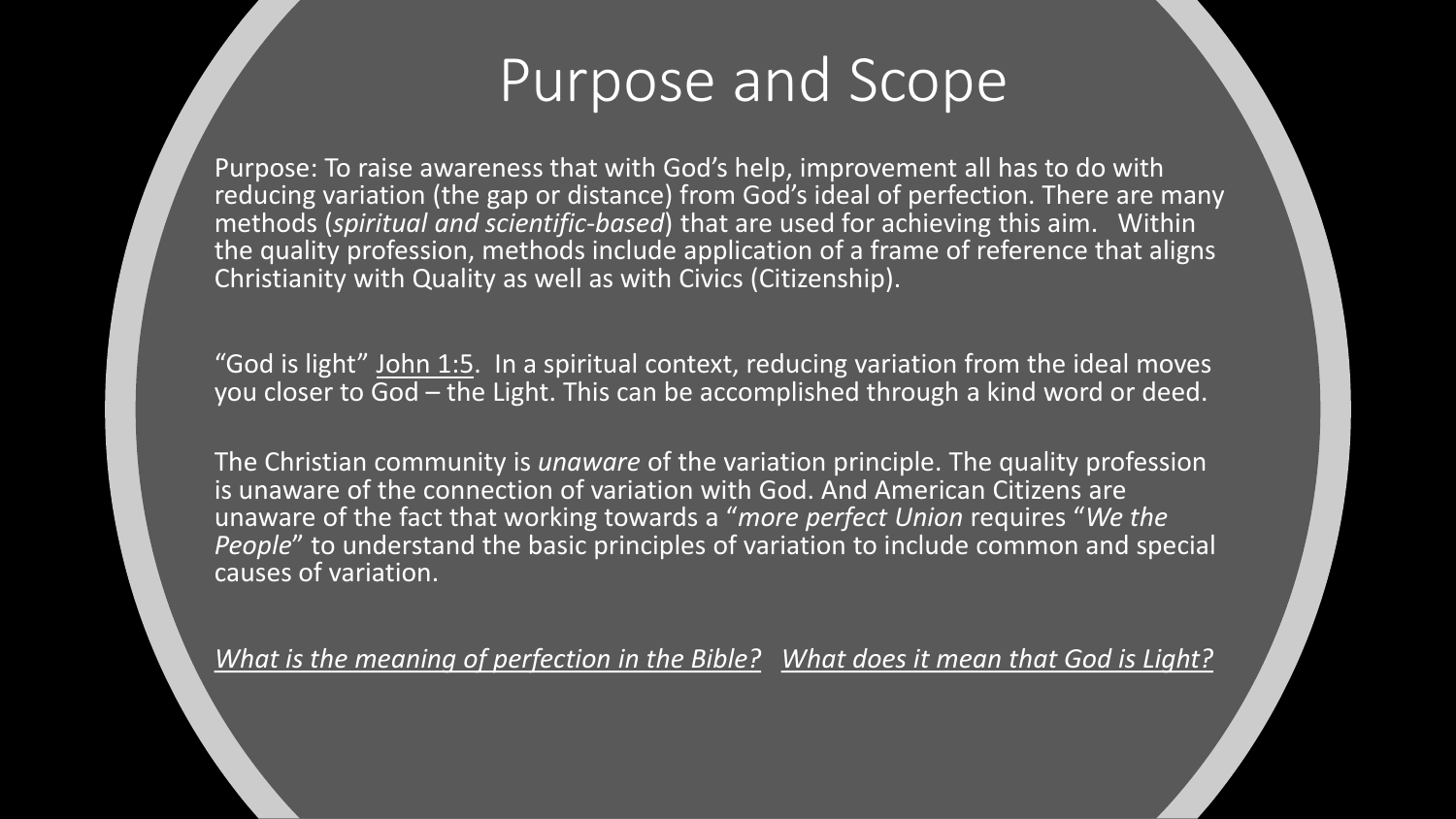# Purpose and Scope

Purpose: To raise awareness that with God's help, improvement all has to do with reducing variation (the gap or distance) from God's ideal of perfection. There are many methods (*spiritual and scientific-based*) that are used for achieving this aim. Within the quality profession, methods include application of a frame of reference that aligns Christianity with Quality as well as with Civics (Citizenship).

"God is light" John 1:5. In a spiritual context, reducing variation from the ideal moves you closer to God – the Light. This can be accomplished through a kind word or deed.

The Christian community is *unaware* of the variation principle. The quality profession is unaware of the connection of variation with God. And American Citizens are unaware of the fact that working towards a "*more perfect Union* requires "*We the People*" to understand the basic principles of variation to include common and special causes of variation.

*What is the meaning of perfection in the Bible?* *What does it mean that God is Light?*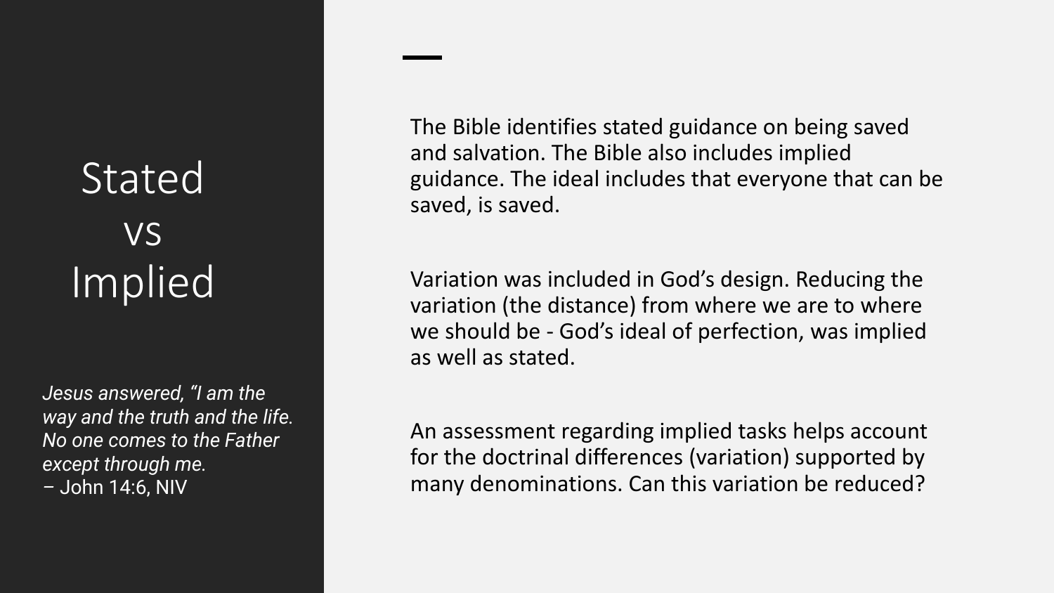# Stated vs Implied

*Jesus answered, "I am the way and the truth and the life. No one comes to the Father except through me.*
– John 14:6, NIV

The Bible identifies stated guidance on being saved and salvation. The Bible also includes implied guidance. The ideal includes that everyone that can be saved, is saved.

Variation was included in God's design. Reducing the variation (the distance) from where we are to where we should be - God's ideal of perfection, was implied as well as stated.

An assessment regarding implied tasks helps account for the doctrinal differences (variation) supported by many denominations. Can this variation be reduced?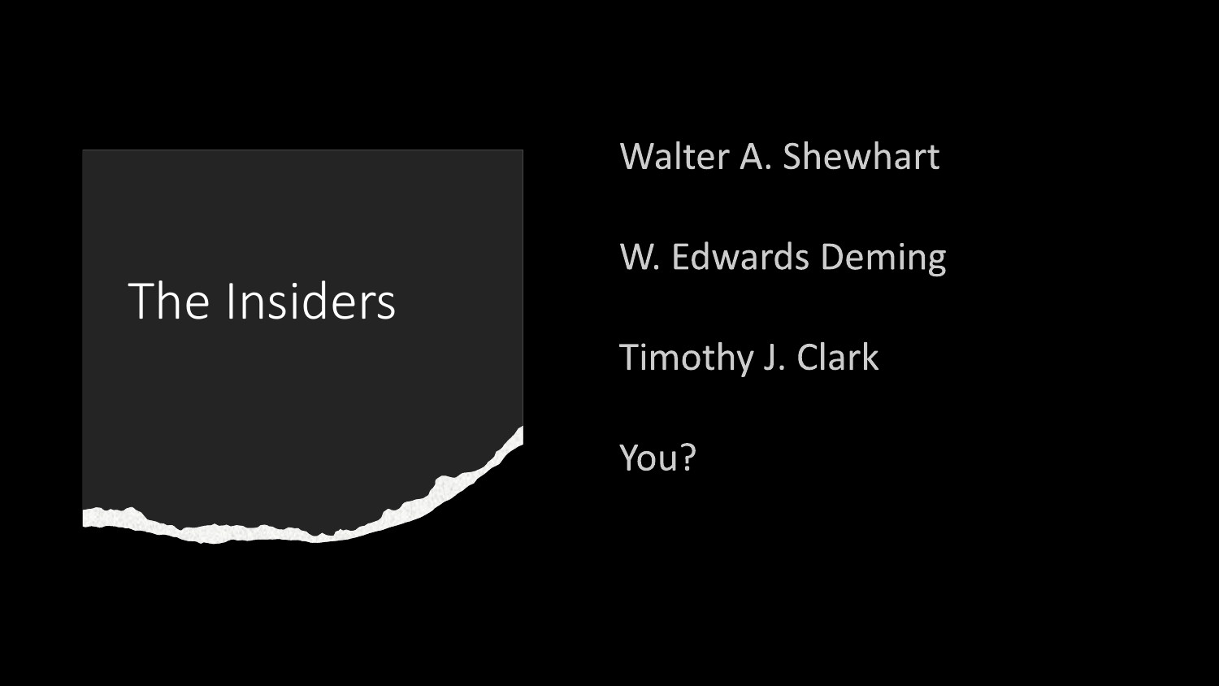# The Insiders

Walter A. Shewhart

W. Edwards Deming

Timothy J. Clark

You?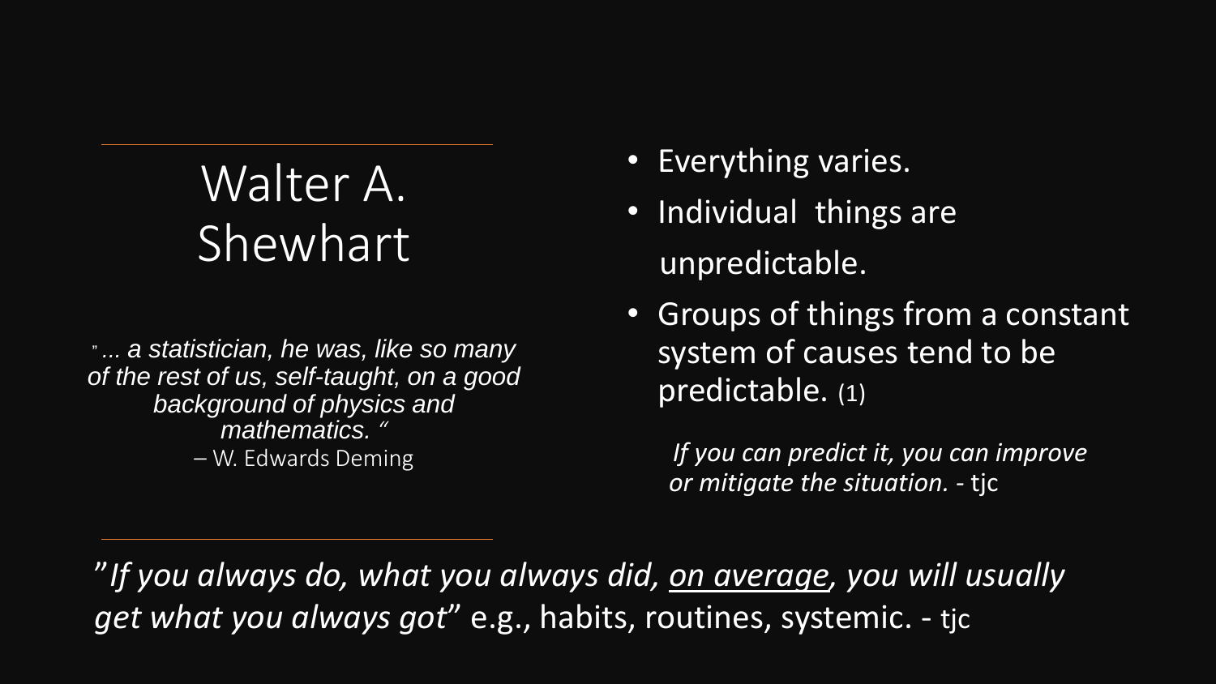# Walter A. Shewhart

*" ... a statistician, he was, like so many of the rest of us, self-taught, on a good background of physics and mathematics. "*
– W. Edwards Deming

- Everything varies.
- Individual things are unpredictable.
- Groups of things from a constant system of causes tend to be predictable. (1)

*If you can predict it, you can improve or mitigate the situation.* - tjc

"*If you always do, what you always did, <u>on average</u>, you will usually get what you always got*" e.g., habits, routines, systemic. - tjc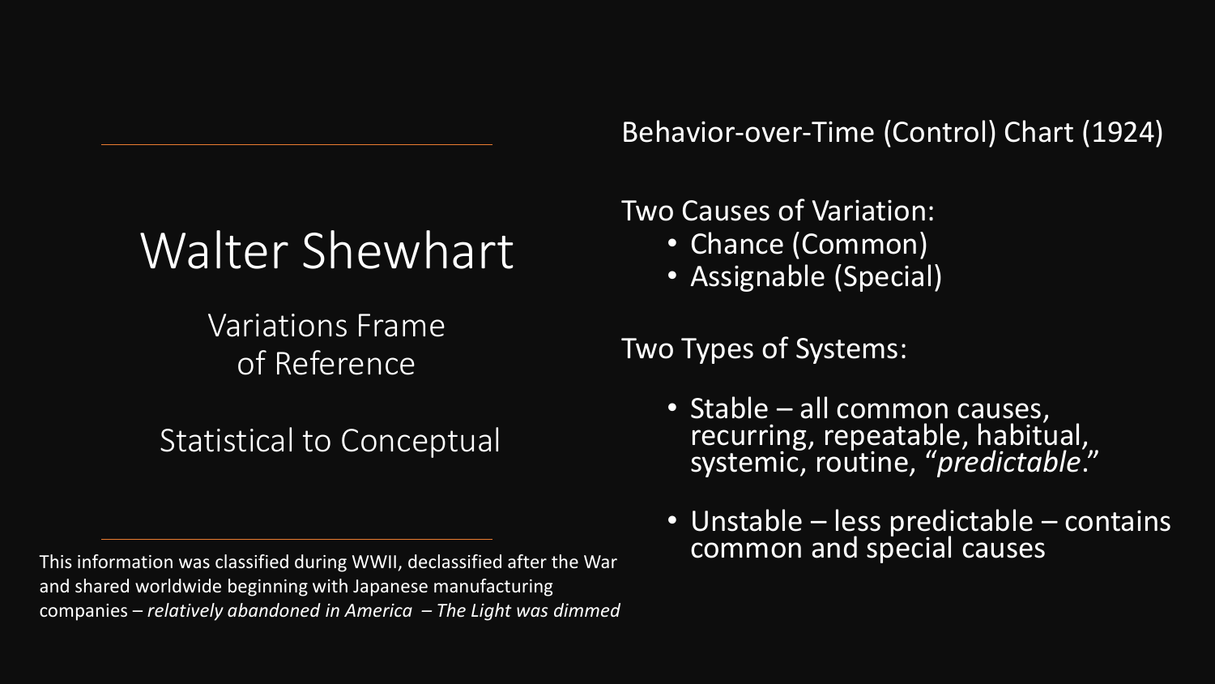# Walter Shewhart

Variations Frame of Reference

Statistical to Conceptual

This information was classified during WWII, declassified after the War and shared worldwide beginning with Japanese manufacturing companies – *relatively abandoned in America – The Light was dimmed*

Behavior-over-Time (Control) Chart (1924)

Two Causes of Variation:

- Chance (Common)
- Assignable (Special)

Two Types of Systems:

- Stable – all common causes, recurring, repeatable, habitual, systemic, routine, "*predictable*."
- Unstable – less predictable – contains common and special causes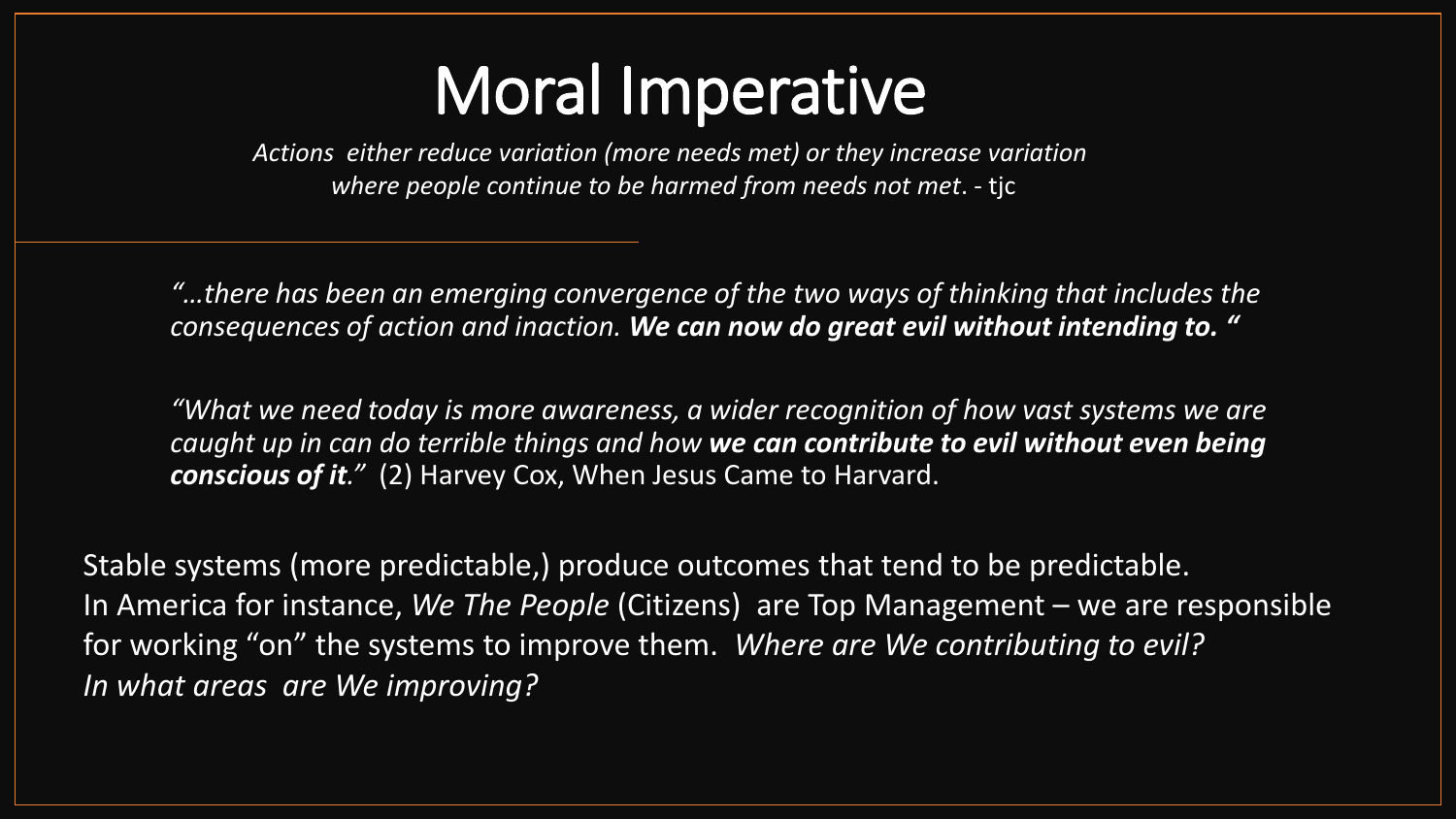# Moral Imperative

*Actions either reduce variation (more needs met) or they increase variation where people continue to be harmed from needs not met*. - tjc

*"…there has been an emerging convergence of the two ways of thinking that includes the consequences of action and inaction.* ***We can now do great evil without intending to. "***

*"What we need today is more awareness, a wider recognition of how vast systems we are caught up in can do terrible things and how* ***we can contribute to evil without even being conscious of it****."* (2) Harvey Cox, When Jesus Came to Harvard.

Stable systems (more predictable,) produce outcomes that tend to be predictable. In America for instance, *We The People* (Citizens) are Top Management – we are responsible for working "on" the systems to improve them. *Where are We contributing to evil? In what areas are We improving?*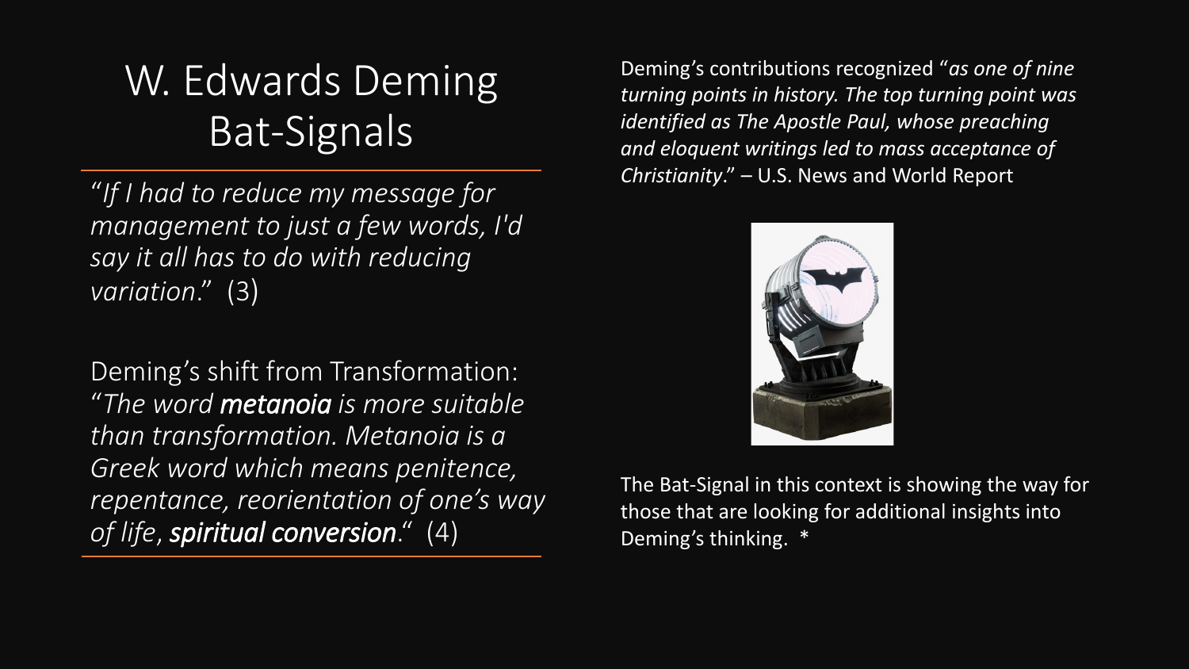# W. Edwards Deming Bat-Signals

*"If I had to reduce my message for management to just a few words, I'd say it all has to do with reducing variation."* (3)

Deming's shift from Transformation: *"The word **metanoia** is more suitable than transformation. Metanoia is a Greek word which means penitence, repentance, reorientation of one's way of life, **spiritual conversion**."* (4)

Deming's contributions recognized "*as one of nine turning points in history. The top turning point was identified as The Apostle Paul, whose preaching and eloquent writings led to mass acceptance of Christianity*." – U.S. News and World Report

The Bat-Signal in this context is showing the way for those that are looking for additional insights into Deming's thinking. *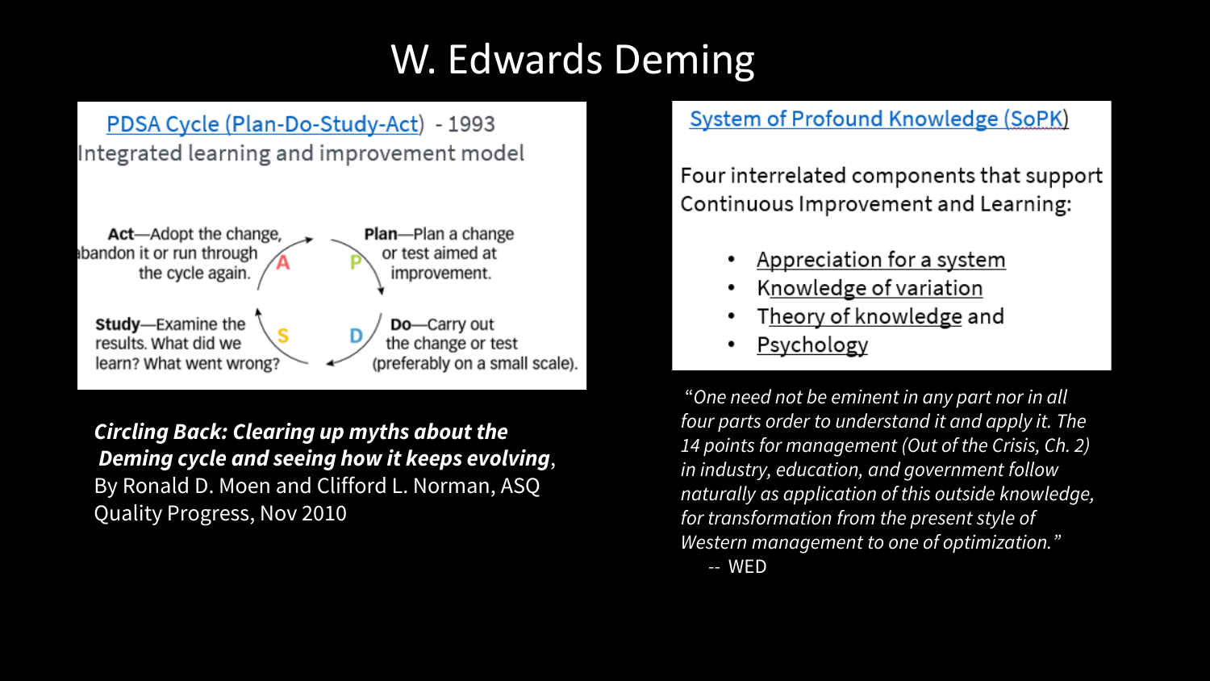# W. Edwards Deming

PDSA Cycle (Plan-Do-Study-Act) - 1993

Integrated learning and improvement model

**Act**—Adopt the change, abandon it or run through the cycle again.

**Plan**—Plan a change or test aimed at improvement.

**Study**—Examine the results. What did we learn? What went wrong?

**Do**—Carry out the change or test (preferably on a small scale).

***Circling Back: Clearing up myths about the Deming cycle and seeing how it keeps evolving***, By Ronald D. Moen and Clifford L. Norman, ASQ Quality Progress, Nov 2010

System of Profound Knowledge (SoPK)

Four interrelated components that support Continuous Improvement and Learning:

- Appreciation for a system
- Knowledge of variation
- Theory of knowledge and
- Psychology

*"One need not be eminent in any part nor in all four parts order to understand it and apply it. The 14 points for management (Out of the Crisis, Ch. 2) in industry, education, and government follow naturally as application of this outside knowledge, for transformation from the present style of Western management to one of optimization."*

-- WED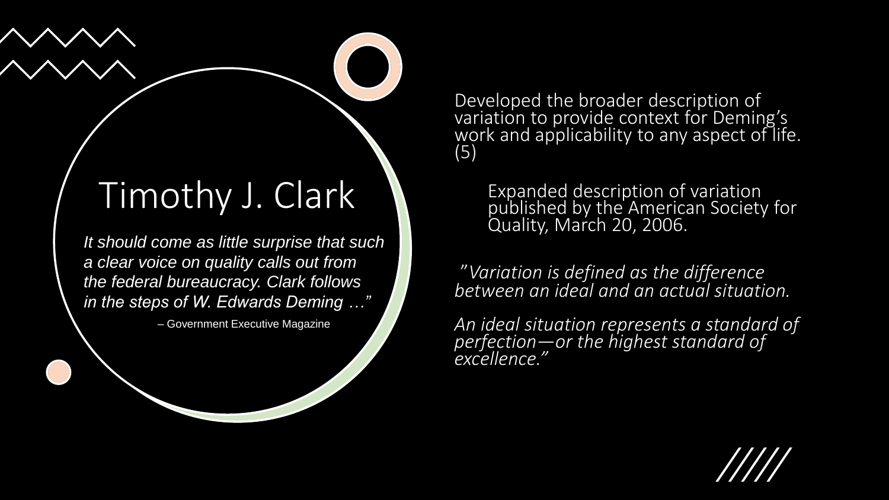# Timothy J. Clark

*It should come as little surprise that such a clear voice on quality calls out from the federal bureaucracy. Clark follows in the steps of W. Edwards Deming …"*

– Government Executive Magazine

Developed the broader description of variation to provide context for Deming's work and applicability to any aspect of life. (5)

Expanded description of variation published by the American Society for Quality, March 20, 2006.

*"Variation is defined as the difference between an ideal and an actual situation.*

*An ideal situation represents a standard of perfection—or the highest standard of excellence."*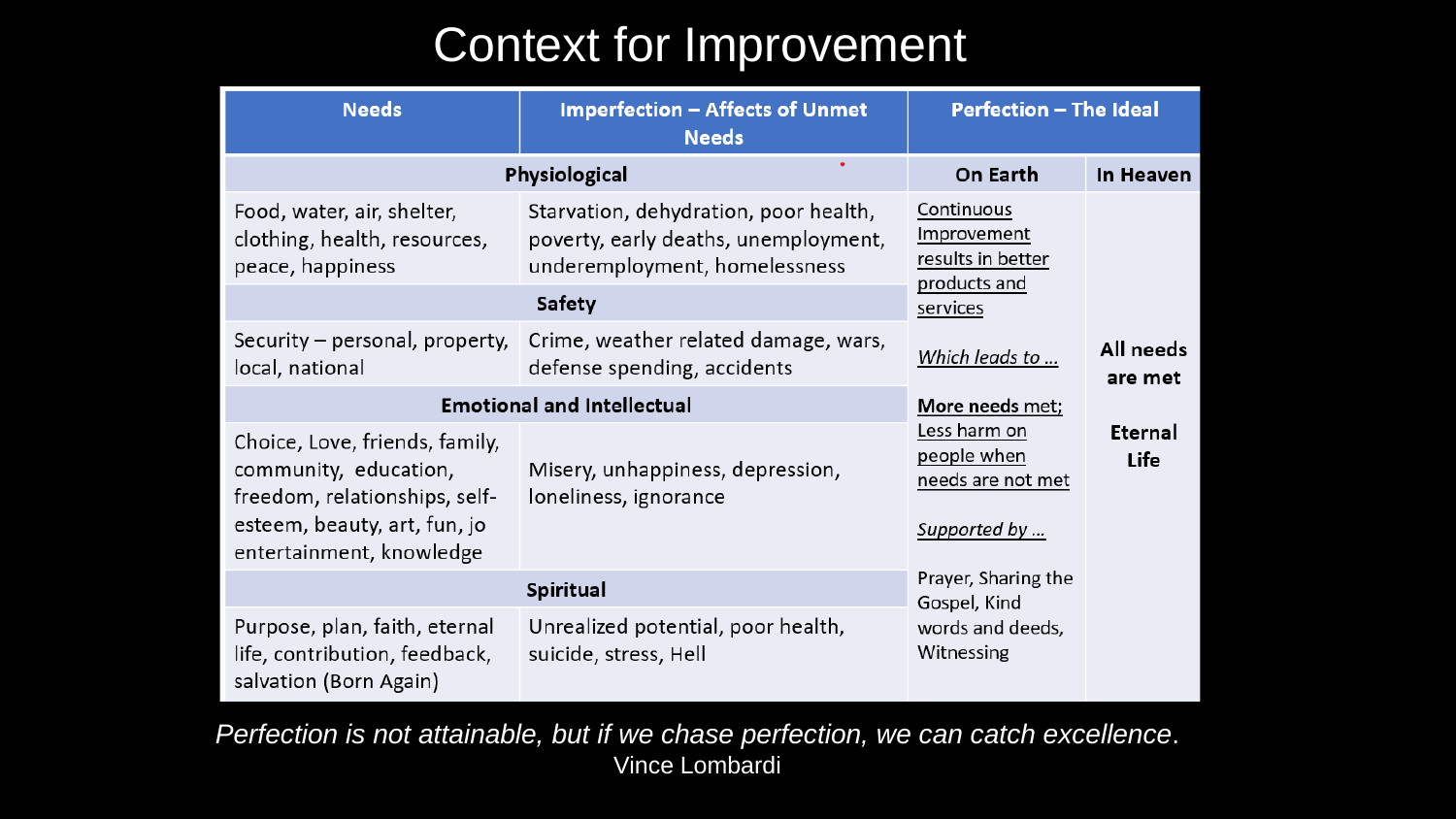# Context for Improvement

| Needs | Imperfection – Affects of Unmet Needs | Perfection – The Ideal | |
|---|---|---|---|
| **Physiological** | | **On Earth** | **In Heaven** |
| Food, water, air, shelter, clothing, health, resources, peace, happiness | Starvation, dehydration, poor health, poverty, early deaths, unemployment, underemployment, homelessness | Continuous Improvement results in better products and services<br><br>*Which leads to …*<br><br>**More needs** met; Less harm on people when needs are not met<br><br>*Supported by …*<br><br>Prayer, Sharing the Gospel, Kind words and deeds, Witnessing | **All needs are met**<br><br>**Eternal Life** |
| **Safety** | | | |
| Security – personal, property, local, national | Crime, weather related damage, wars, defense spending, accidents | | |
| **Emotional and Intellectual** | | | |
| Choice, Love, friends, family, community, education, freedom, relationships, self-esteem, beauty, art, fun, jo entertainment, knowledge | Misery, unhappiness, depression, loneliness, ignorance | | |
| **Spiritual** | | | |
| Purpose, plan, faith, eternal life, contribution, feedback, salvation (Born Again) | Unrealized potential, poor health, suicide, stress, Hell | | |

*Perfection is not attainable, but if we chase perfection, we can catch excellence*.
Vince Lombardi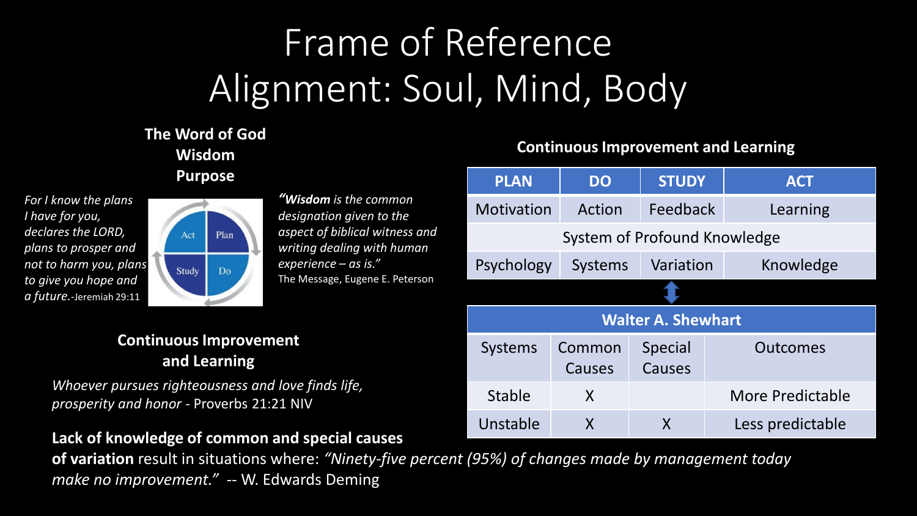# Frame of Reference
# Alignment: Soul, Mind, Body

**The Word of God**
**Wisdom**
**Purpose**

*For I know the plans I have for you, declares the LORD, plans to prosper and not to harm you, plans to give you hope and a future.* -Jeremiah 29:11

Act | Plan | Study | Do

*"**Wisdom** is the common designation given to the aspect of biblical witness and writing dealing with human experience – as is."*
The Message, Eugene E. Peterson

**Continuous Improvement and Learning**

*Whoever pursues righteousness and love finds life, prosperity and honor* - Proverbs 21:21 NIV

**Continuous Improvement and Learning**

| PLAN | DO | STUDY | ACT |
|---|---|---|---|
| Motivation | Action | Feedback | Learning |
| System of Profound Knowledge | | | |
| Psychology | Systems | Variation | Knowledge |

| Walter A. Shewhart | | | |
|---|---|---|---|
| Systems | Common Causes | Special Causes | Outcomes |
| Stable | X | | More Predictable |
| Unstable | X | X | Less predictable |

**Lack of knowledge of common and special causes of variation** result in situations where: *"Ninety-five percent (95%) of changes made by management today make no improvement."* -- W. Edwards Deming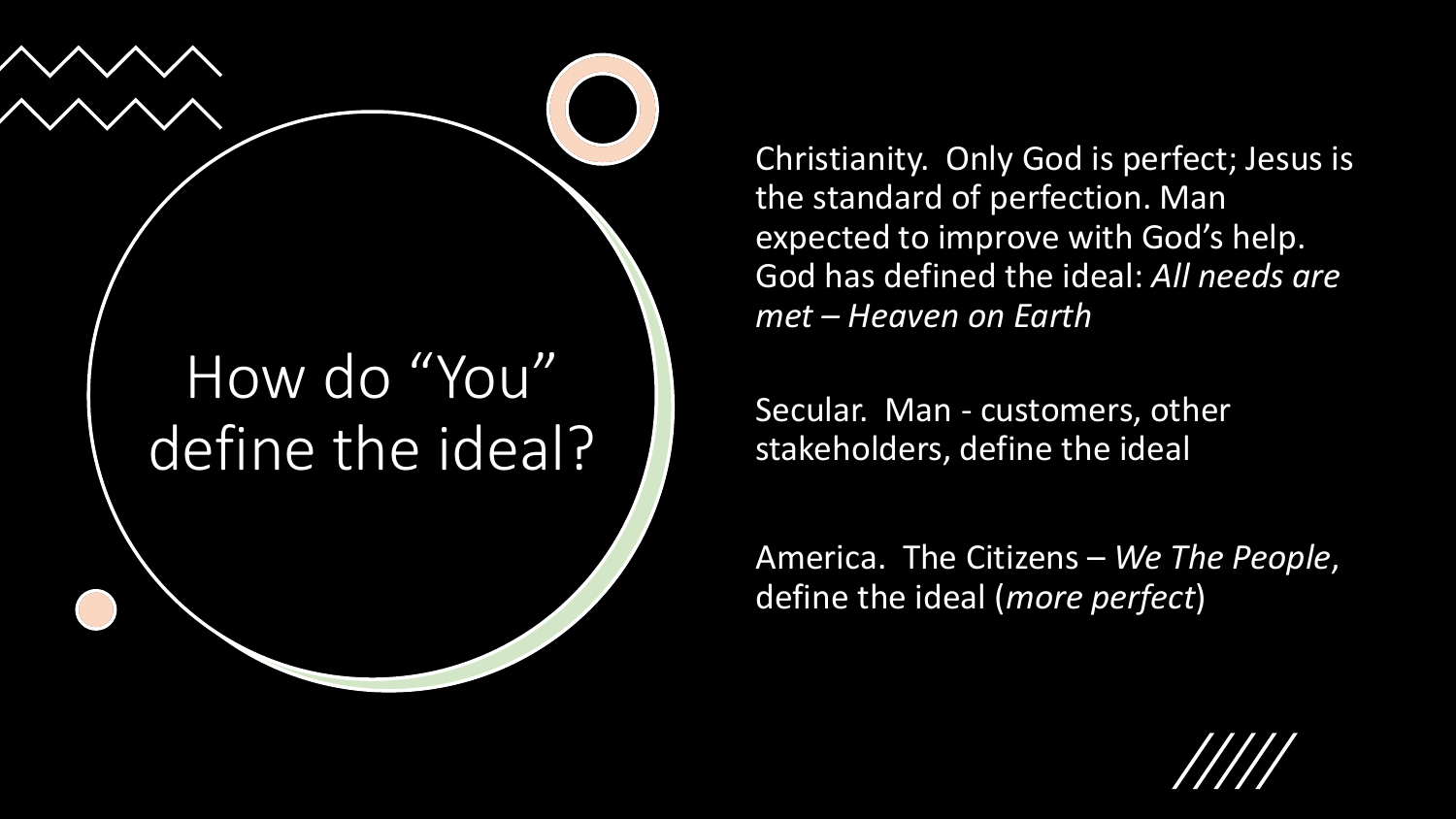# How do "You" define the ideal?

Christianity. Only God is perfect; Jesus is the standard of perfection. Man expected to improve with God's help. God has defined the ideal: *All needs are met – Heaven on Earth*

Secular. Man - customers, other stakeholders, define the ideal

America. The Citizens – *We The People*, define the ideal (*more perfect*)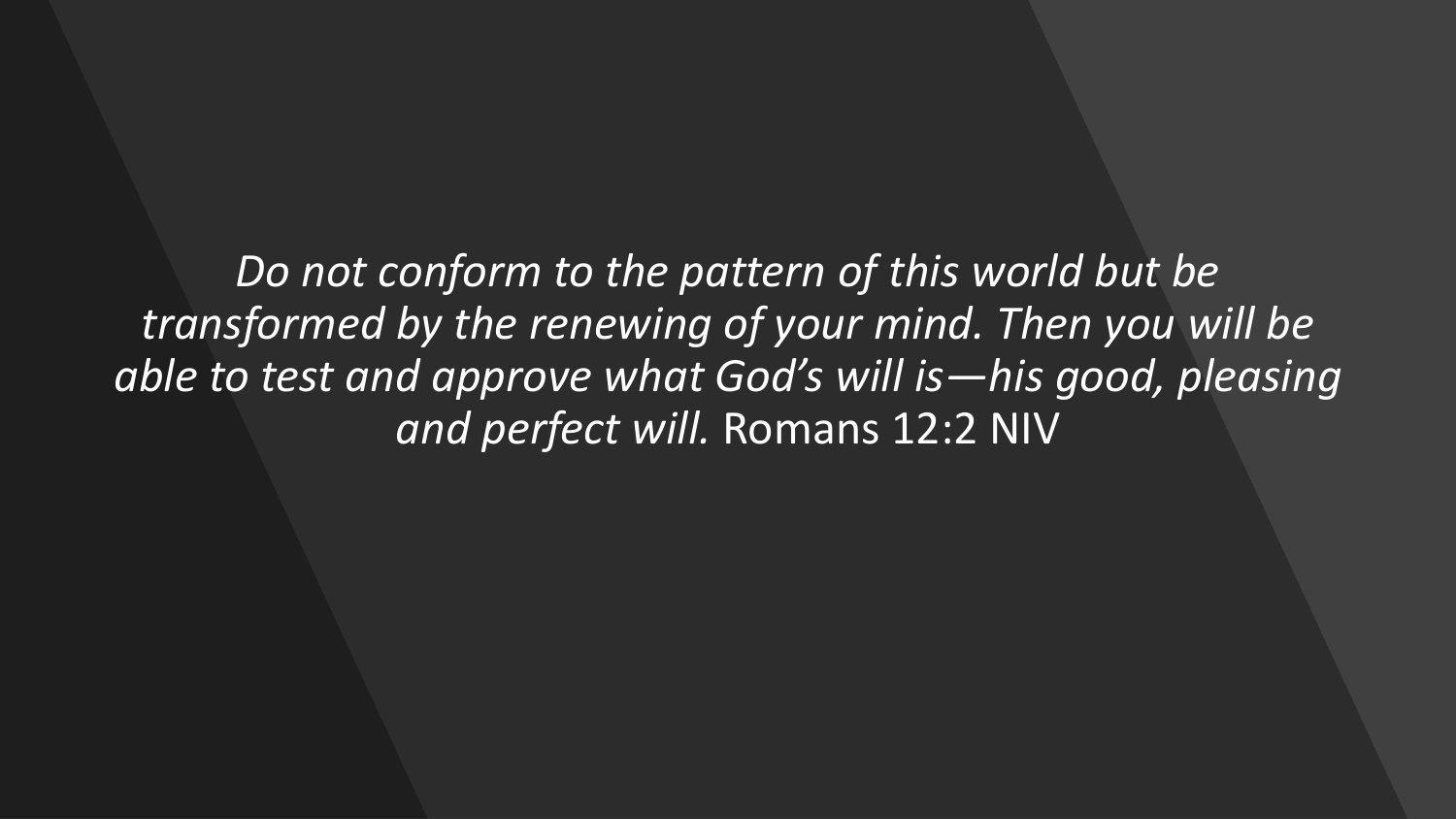*Do not conform to the pattern of this world but be transformed by the renewing of your mind. Then you will be able to test and approve what God's will is—his good, pleasing and perfect will.* Romans 12:2 NIV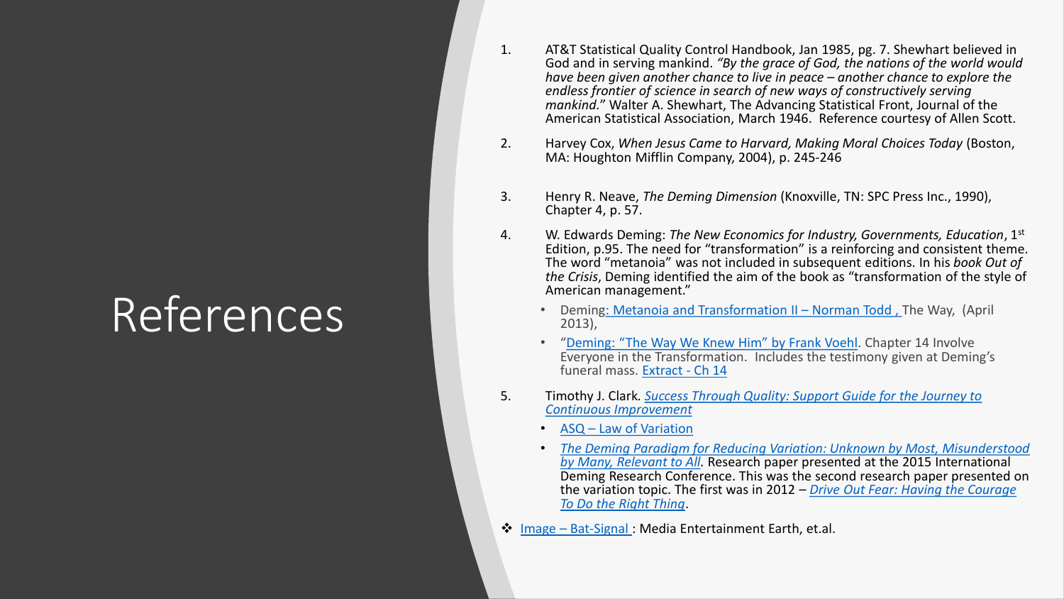# References

1. AT&T Statistical Quality Control Handbook, Jan 1985, pg. 7. Shewhart believed in God and in serving mankind. *"By the grace of God, the nations of the world would have been given another chance to live in peace – another chance to explore the endless frontier of science in search of new ways of constructively serving mankind.*" Walter A. Shewhart, The Advancing Statistical Front, Journal of the American Statistical Association, March 1946. Reference courtesy of Allen Scott.

2. Harvey Cox, *When Jesus Came to Harvard, Making Moral Choices Today* (Boston, MA: Houghton Mifflin Company, 2004), p. 245-246

3. Henry R. Neave, *The Deming Dimension* (Knoxville, TN: SPC Press Inc., 1990), Chapter 4, p. 57.

4. W. Edwards Deming: *The New Economics for Industry, Governments, Education*, 1st Edition, p.95. The need for "transformation" is a reinforcing and consistent theme. The word "metanoia" was not included in subsequent editions. In his *book Out of the Crisis*, Deming identified the aim of the book as "transformation of the style of American management."
   - Deming: Metanoia and Transformation II – Norman Todd , The Way, (April 2013),
   - "Deming: "The Way We Knew Him" by Frank Voehl. Chapter 14 Involve Everyone in the Transformation. Includes the testimony given at Deming's funeral mass. Extract - Ch 14

5. Timothy J. Clark. *Success Through Quality: Support Guide for the Journey to Continuous Improvement*
   - ASQ – Law of Variation
   - *The Deming Paradigm for Reducing Variation: Unknown by Most, Misunderstood by Many, Relevant to All*. Research paper presented at the 2015 International Deming Research Conference. This was the second research paper presented on the variation topic. The first was in 2012 – *Drive Out Fear: Having the Courage To Do the Right Thing*.

❖ Image – Bat-Signal : Media Entertainment Earth, et.al.